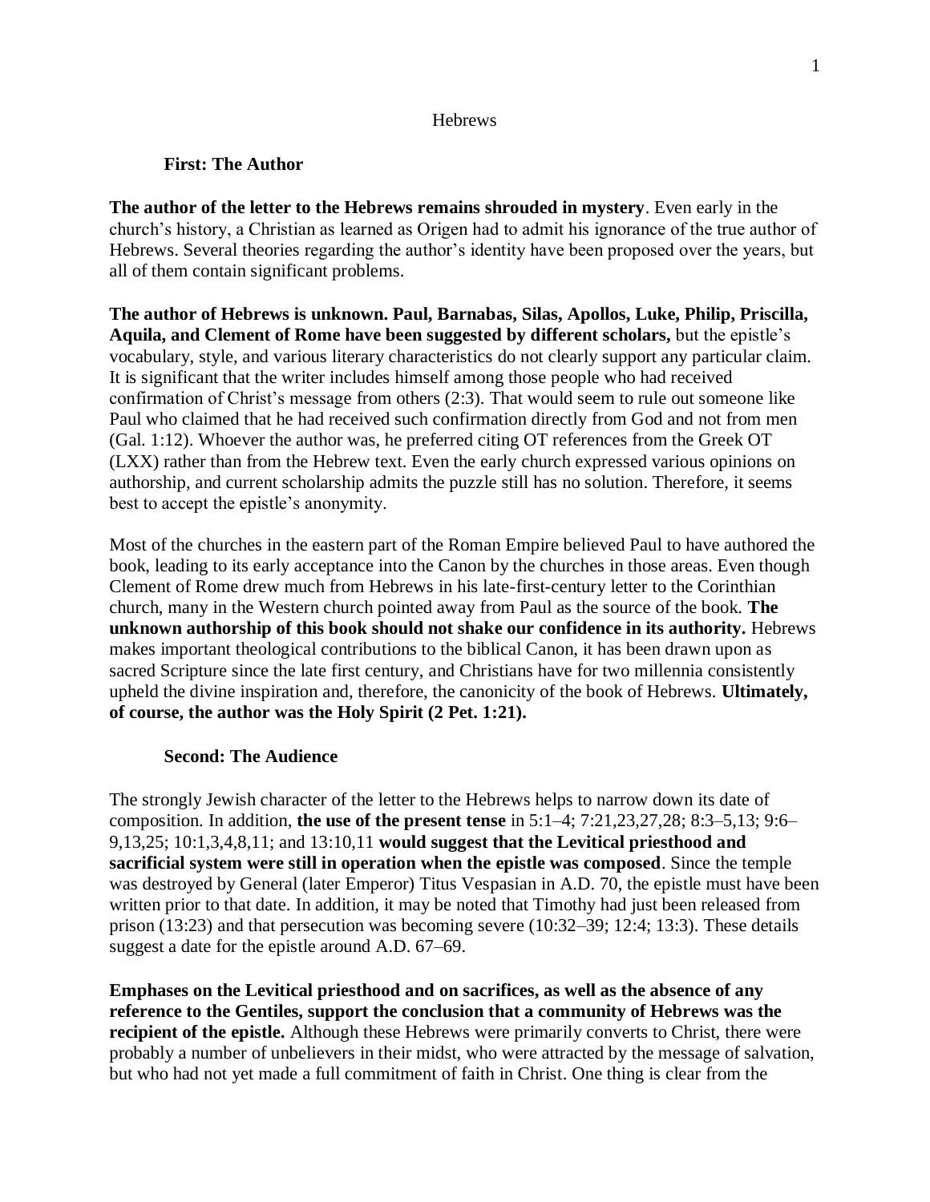# Hebrews

## First: The Author

**The author of the letter to the Hebrews remains shrouded in mystery**. Even early in the church's history, a Christian as learned as Origen had to admit his ignorance of the true author of Hebrews. Several theories regarding the author's identity have been proposed over the years, but all of them contain significant problems.

**The author of Hebrews is unknown. Paul, Barnabas, Silas, Apollos, Luke, Philip, Priscilla, Aquila, and Clement of Rome have been suggested by different scholars,** but the epistle's vocabulary, style, and various literary characteristics do not clearly support any particular claim. It is significant that the writer includes himself among those people who had received confirmation of Christ's message from others (2:3). That would seem to rule out someone like Paul who claimed that he had received such confirmation directly from God and not from men (Gal. 1:12). Whoever the author was, he preferred citing OT references from the Greek OT (LXX) rather than from the Hebrew text. Even the early church expressed various opinions on authorship, and current scholarship admits the puzzle still has no solution. Therefore, it seems best to accept the epistle's anonymity.

Most of the churches in the eastern part of the Roman Empire believed Paul to have authored the book, leading to its early acceptance into the Canon by the churches in those areas. Even though Clement of Rome drew much from Hebrews in his late-first-century letter to the Corinthian church, many in the Western church pointed away from Paul as the source of the book. **The unknown authorship of this book should not shake our confidence in its authority.** Hebrews makes important theological contributions to the biblical Canon, it has been drawn upon as sacred Scripture since the late first century, and Christians have for two millennia consistently upheld the divine inspiration and, therefore, the canonicity of the book of Hebrews. **Ultimately, of course, the author was the Holy Spirit (2 Pet. 1:21).**

## Second: The Audience

The strongly Jewish character of the letter to the Hebrews helps to narrow down its date of composition. In addition, **the use of the present tense** in 5:1–4; 7:21,23,27,28; 8:3–5,13; 9:6–9,13,25; 10:1,3,4,8,11; and 13:10,11 **would suggest that the Levitical priesthood and sacrificial system were still in operation when the epistle was composed**. Since the temple was destroyed by General (later Emperor) Titus Vespasian in A.D. 70, the epistle must have been written prior to that date. In addition, it may be noted that Timothy had just been released from prison (13:23) and that persecution was becoming severe (10:32–39; 12:4; 13:3). These details suggest a date for the epistle around A.D. 67–69.

**Emphases on the Levitical priesthood and on sacrifices, as well as the absence of any reference to the Gentiles, support the conclusion that a community of Hebrews was the recipient of the epistle.** Although these Hebrews were primarily converts to Christ, there were probably a number of unbelievers in their midst, who were attracted by the message of salvation, but who had not yet made a full commitment of faith in Christ. One thing is clear from the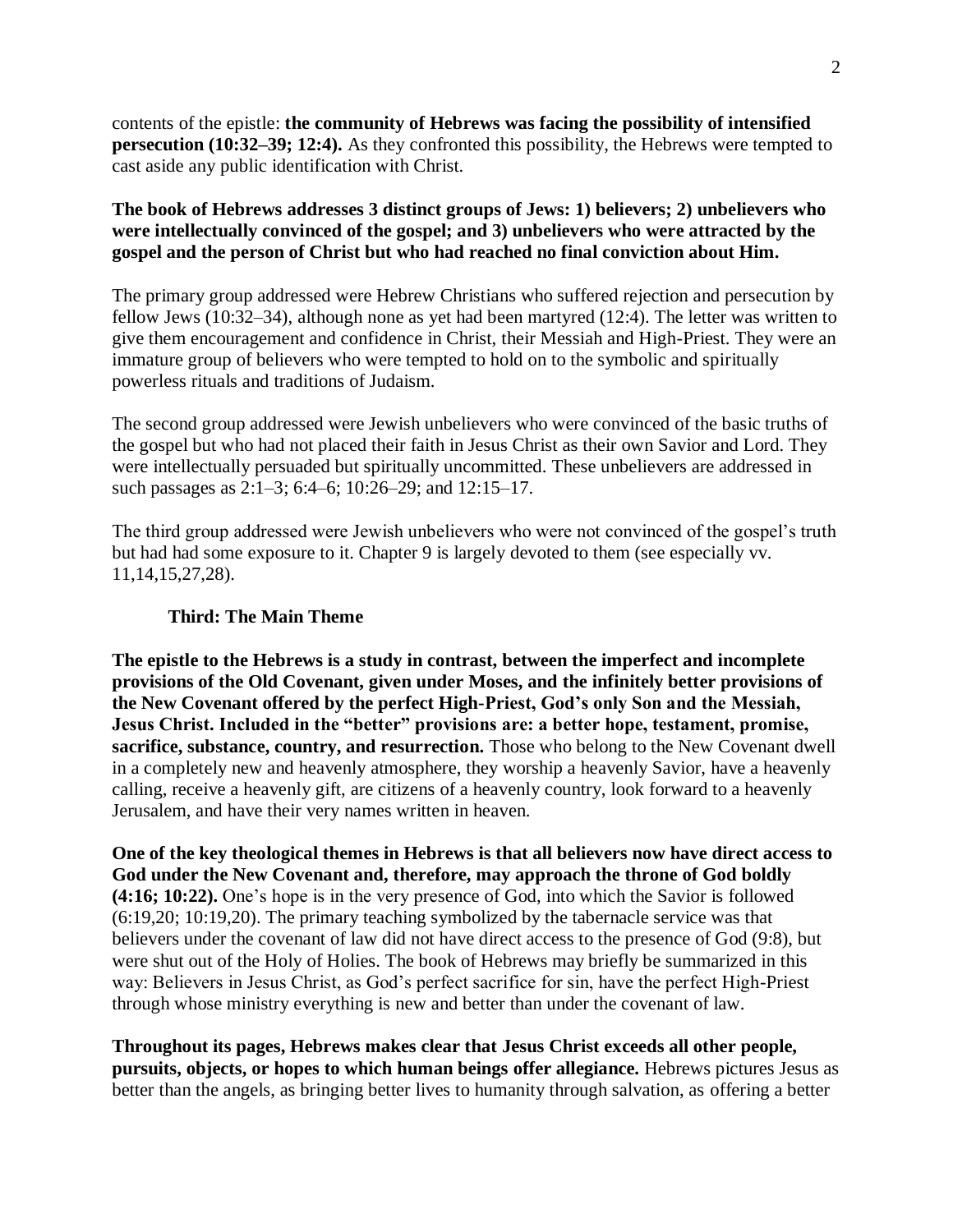contents of the epistle: **the community of Hebrews was facing the possibility of intensified persecution (10:32–39; 12:4).** As they confronted this possibility, the Hebrews were tempted to cast aside any public identification with Christ.

**The book of Hebrews addresses 3 distinct groups of Jews: 1) believers; 2) unbelievers who were intellectually convinced of the gospel; and 3) unbelievers who were attracted by the gospel and the person of Christ but who had reached no final conviction about Him.**

The primary group addressed were Hebrew Christians who suffered rejection and persecution by fellow Jews (10:32–34), although none as yet had been martyred (12:4). The letter was written to give them encouragement and confidence in Christ, their Messiah and High-Priest. They were an immature group of believers who were tempted to hold on to the symbolic and spiritually powerless rituals and traditions of Judaism.

The second group addressed were Jewish unbelievers who were convinced of the basic truths of the gospel but who had not placed their faith in Jesus Christ as their own Savior and Lord. They were intellectually persuaded but spiritually uncommitted. These unbelievers are addressed in such passages as 2:1–3; 6:4–6; 10:26–29; and 12:15–17.

The third group addressed were Jewish unbelievers who were not convinced of the gospel's truth but had had some exposure to it. Chapter 9 is largely devoted to them (see especially vv. 11,14,15,27,28).

### Third: The Main Theme

**The epistle to the Hebrews is a study in contrast, between the imperfect and incomplete provisions of the Old Covenant, given under Moses, and the infinitely better provisions of the New Covenant offered by the perfect High-Priest, God's only Son and the Messiah, Jesus Christ. Included in the "better" provisions are: a better hope, testament, promise, sacrifice, substance, country, and resurrection.** Those who belong to the New Covenant dwell in a completely new and heavenly atmosphere, they worship a heavenly Savior, have a heavenly calling, receive a heavenly gift, are citizens of a heavenly country, look forward to a heavenly Jerusalem, and have their very names written in heaven.

**One of the key theological themes in Hebrews is that all believers now have direct access to God under the New Covenant and, therefore, may approach the throne of God boldly (4:16; 10:22).** One's hope is in the very presence of God, into which the Savior is followed (6:19,20; 10:19,20). The primary teaching symbolized by the tabernacle service was that believers under the covenant of law did not have direct access to the presence of God (9:8), but were shut out of the Holy of Holies. The book of Hebrews may briefly be summarized in this way: Believers in Jesus Christ, as God's perfect sacrifice for sin, have the perfect High-Priest through whose ministry everything is new and better than under the covenant of law.

**Throughout its pages, Hebrews makes clear that Jesus Christ exceeds all other people, pursuits, objects, or hopes to which human beings offer allegiance.** Hebrews pictures Jesus as better than the angels, as bringing better lives to humanity through salvation, as offering a better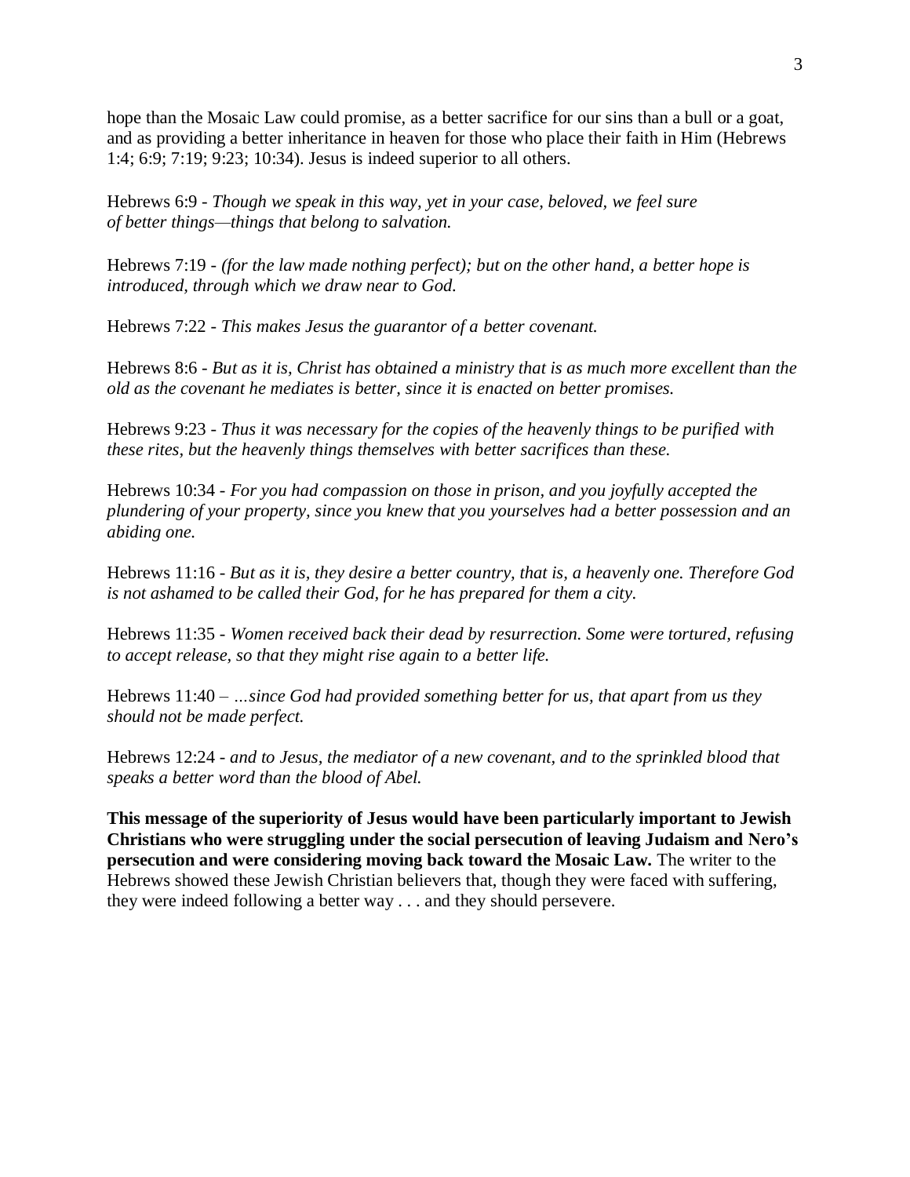hope than the Mosaic Law could promise, as a better sacrifice for our sins than a bull or a goat, and as providing a better inheritance in heaven for those who place their faith in Him (Hebrews 1:4; 6:9; 7:19; 9:23; 10:34). Jesus is indeed superior to all others.

Hebrews 6:9 - *Though we speak in this way, yet in your case, beloved, we feel sure of better things—things that belong to salvation.*

Hebrews 7:19 - *(for the law made nothing perfect); but on the other hand, a better hope is introduced, through which we draw near to God.*

Hebrews 7:22 - *This makes Jesus the guarantor of a better covenant.*

Hebrews 8:6 - *But as it is, Christ has obtained a ministry that is as much more excellent than the old as the covenant he mediates is better, since it is enacted on better promises.*

Hebrews 9:23 - *Thus it was necessary for the copies of the heavenly things to be purified with these rites, but the heavenly things themselves with better sacrifices than these.*

Hebrews 10:34 - *For you had compassion on those in prison, and you joyfully accepted the plundering of your property, since you knew that you yourselves had a better possession and an abiding one.*

Hebrews 11:16 - *But as it is, they desire a better country, that is, a heavenly one. Therefore God is not ashamed to be called their God, for he has prepared for them a city.*

Hebrews 11:35 - *Women received back their dead by resurrection. Some were tortured, refusing to accept release, so that they might rise again to a better life.*

Hebrews 11:40 – *…since God had provided something better for us, that apart from us they should not be made perfect.*

Hebrews 12:24 - *and to Jesus, the mediator of a new covenant, and to the sprinkled blood that speaks a better word than the blood of Abel.*

**This message of the superiority of Jesus would have been particularly important to Jewish Christians who were struggling under the social persecution of leaving Judaism and Nero's persecution and were considering moving back toward the Mosaic Law.** The writer to the Hebrews showed these Jewish Christian believers that, though they were faced with suffering, they were indeed following a better way . . . and they should persevere.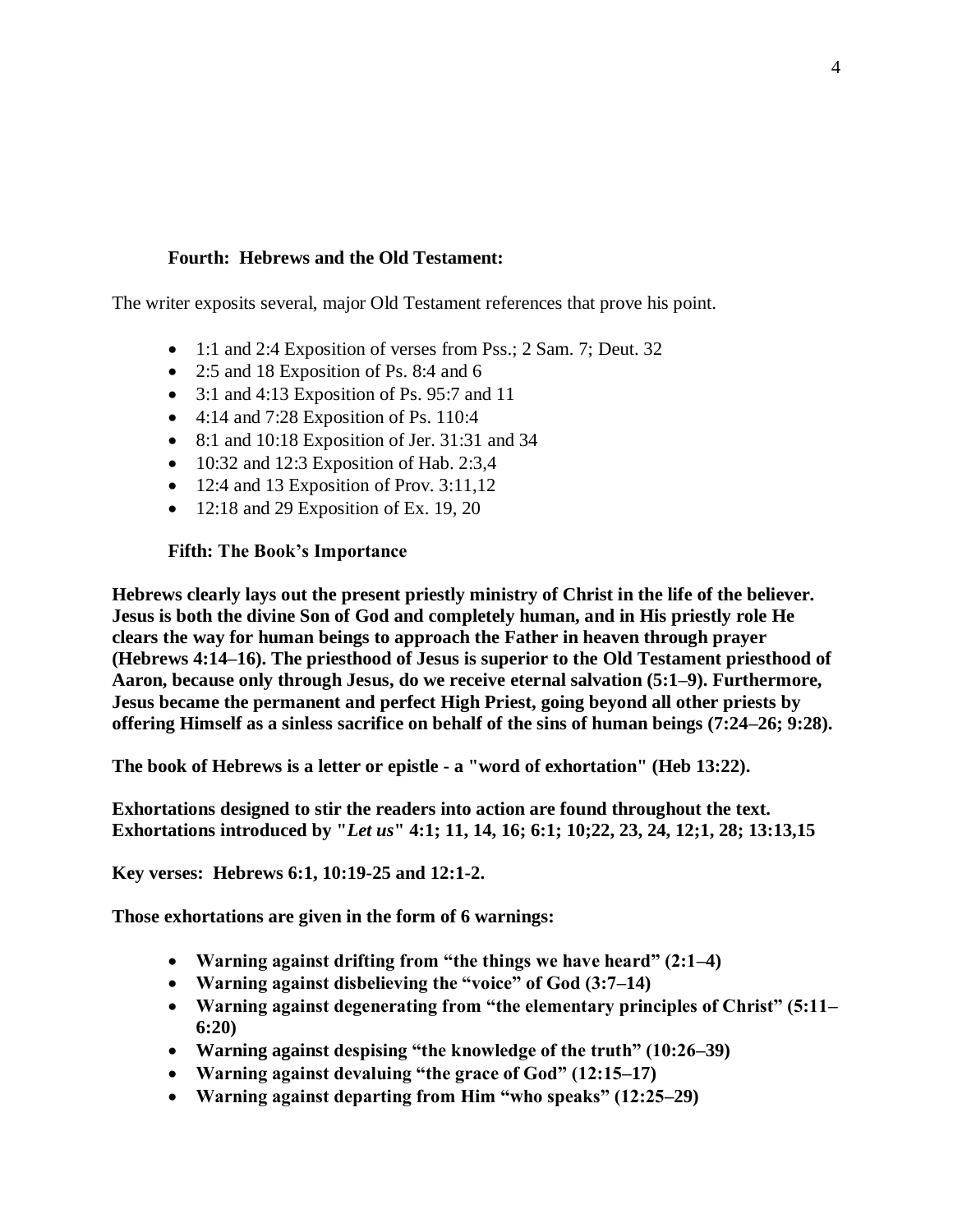**Fourth: Hebrews and the Old Testament:**

The writer exposits several, major Old Testament references that prove his point.

- 1:1 and 2:4 Exposition of verses from Pss.; 2 Sam. 7; Deut. 32
- 2:5 and 18 Exposition of Ps. 8:4 and 6
- 3:1 and 4:13 Exposition of Ps. 95:7 and 11
- 4:14 and 7:28 Exposition of Ps. 110:4
- 8:1 and 10:18 Exposition of Jer. 31:31 and 34
- 10:32 and 12:3 Exposition of Hab. 2:3,4
- 12:4 and 13 Exposition of Prov. 3:11,12
- 12:18 and 29 Exposition of Ex. 19, 20

**Fifth: The Book's Importance**

**Hebrews clearly lays out the present priestly ministry of Christ in the life of the believer. Jesus is both the divine Son of God and completely human, and in His priestly role He clears the way for human beings to approach the Father in heaven through prayer (Hebrews 4:14–16). The priesthood of Jesus is superior to the Old Testament priesthood of Aaron, because only through Jesus, do we receive eternal salvation (5:1–9). Furthermore, Jesus became the permanent and perfect High Priest, going beyond all other priests by offering Himself as a sinless sacrifice on behalf of the sins of human beings (7:24–26; 9:28).**

**The book of Hebrews is a letter or epistle - a "word of exhortation" (Heb 13:22).**

**Exhortations designed to stir the readers into action are found throughout the text. Exhortations introduced by "*Let us*" 4:1; 11, 14, 16; 6:1; 10;22, 23, 24, 12;1, 28; 13:13,15**

**Key verses: Hebrews 6:1, 10:19-25 and 12:1-2.**

**Those exhortations are given in the form of 6 warnings:**

- **Warning against drifting from "the things we have heard" (2:1–4)**
- **Warning against disbelieving the "voice" of God (3:7–14)**
- **Warning against degenerating from "the elementary principles of Christ" (5:11–6:20)**
- **Warning against despising "the knowledge of the truth" (10:26–39)**
- **Warning against devaluing "the grace of God" (12:15–17)**
- **Warning against departing from Him "who speaks" (12:25–29)**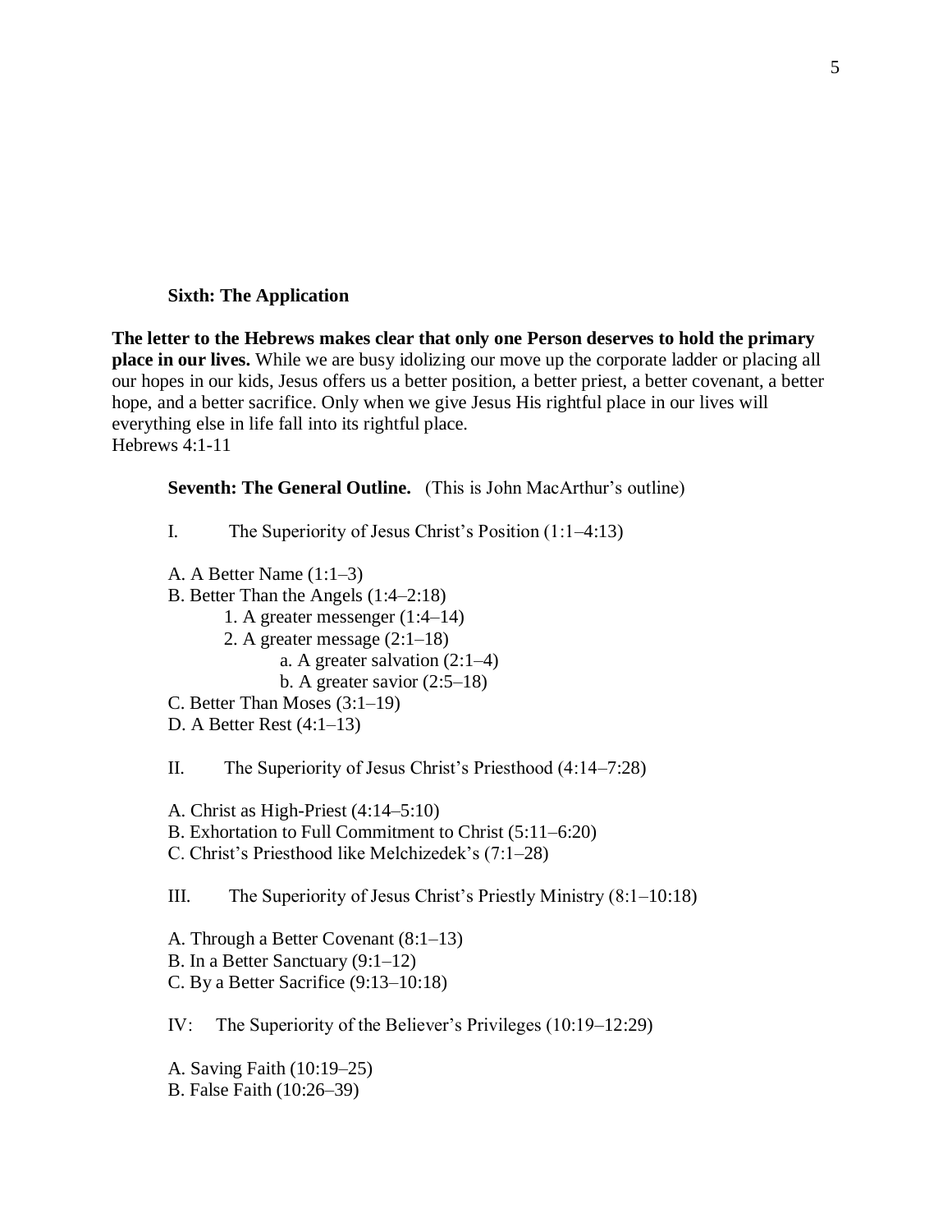**Sixth: The Application**

**The letter to the Hebrews makes clear that only one Person deserves to hold the primary place in our lives.** While we are busy idolizing our move up the corporate ladder or placing all our hopes in our kids, Jesus offers us a better position, a better priest, a better covenant, a better hope, and a better sacrifice. Only when we give Jesus His rightful place in our lives will everything else in life fall into its rightful place.
Hebrews 4:1-11

**Seventh: The General Outline.** (This is John MacArthur's outline)

I. The Superiority of Jesus Christ's Position (1:1–4:13)

A. A Better Name (1:1–3)
B. Better Than the Angels (1:4–2:18)
  1. A greater messenger (1:4–14)
  2. A greater message (2:1–18)
    a. A greater salvation (2:1–4)
    b. A greater savior (2:5–18)
C. Better Than Moses (3:1–19)
D. A Better Rest (4:1–13)

II. The Superiority of Jesus Christ's Priesthood (4:14–7:28)

A. Christ as High-Priest (4:14–5:10)
B. Exhortation to Full Commitment to Christ (5:11–6:20)
C. Christ's Priesthood like Melchizedek's (7:1–28)

III. The Superiority of Jesus Christ's Priestly Ministry (8:1–10:18)

A. Through a Better Covenant (8:1–13)
B. In a Better Sanctuary (9:1–12)
C. By a Better Sacrifice (9:13–10:18)

IV: The Superiority of the Believer's Privileges (10:19–12:29)

A. Saving Faith (10:19–25)
B. False Faith (10:26–39)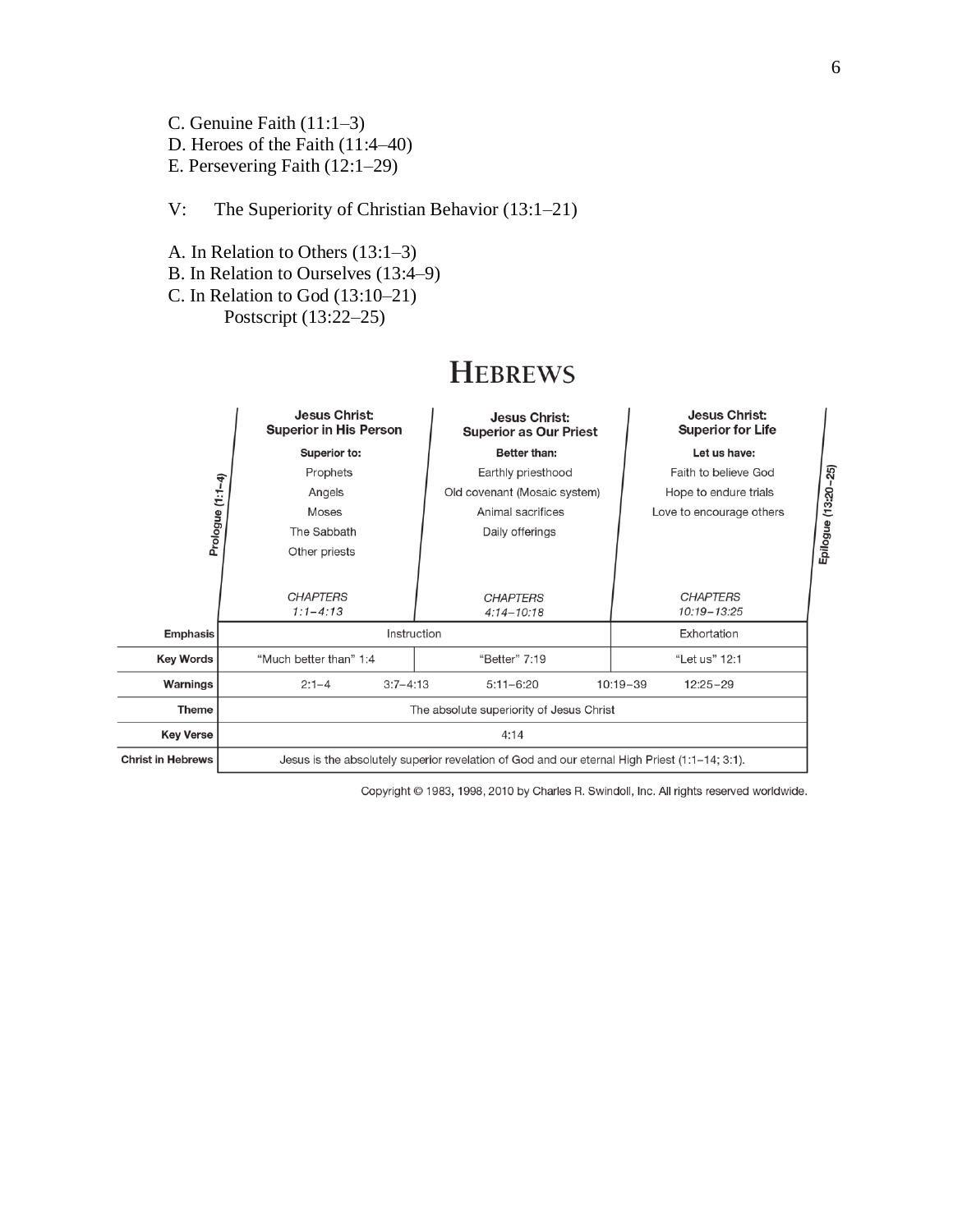C. Genuine Faith (11:1–3)
D. Heroes of the Faith (11:4–40)
E. Persevering Faith (12:1–29)

V: The Superiority of Christian Behavior (13:1–21)

A. In Relation to Others (13:1–3)
B. In Relation to Ourselves (13:4–9)
C. In Relation to God (13:10–21)
Postscript (13:22–25)

# HEBREWS

| Prologue (1:1–4) | Jesus Christ: Superior in His Person | Jesus Christ: Superior as Our Priest | Jesus Christ: Superior for Life | Epilogue (13:20–25) |
|---|---|---|---|---|
| | Superior to: | Better than: | Let us have: | |
| | Prophets | Earthly priesthood | Faith to believe God | |
| | Angels | Old covenant (Mosaic system) | Hope to endure trials | |
| | Moses | Animal sacrifices | Love to encourage others | |
| | The Sabbath | Daily offerings | | |
| | Other priests | | | |
| | *CHAPTERS 1:1–4:13* | *CHAPTERS 4:14–10:18* | *CHAPTERS 10:19–13:25* | |

| | | | |
|---|---|---|---|
| **Emphasis** | Instruction | | Exhortation |
| **Key Words** | "Much better than" 1:4 | "Better" 7:19 | "Let us" 12:1 |
| **Warnings** | 2:1–4 &nbsp; 3:7–4:13 | 5:11–6:20 | 10:19–39 &nbsp; 12:25–29 |
| **Theme** | The absolute superiority of Jesus Christ | | |
| **Key Verse** | 4:14 | | |
| **Christ in Hebrews** | Jesus is the absolutely superior revelation of God and our eternal High Priest (1:1–14; 3:1). | | |

Copyright © 1983, 1998, 2010 by Charles R. Swindoll, Inc. All rights reserved worldwide.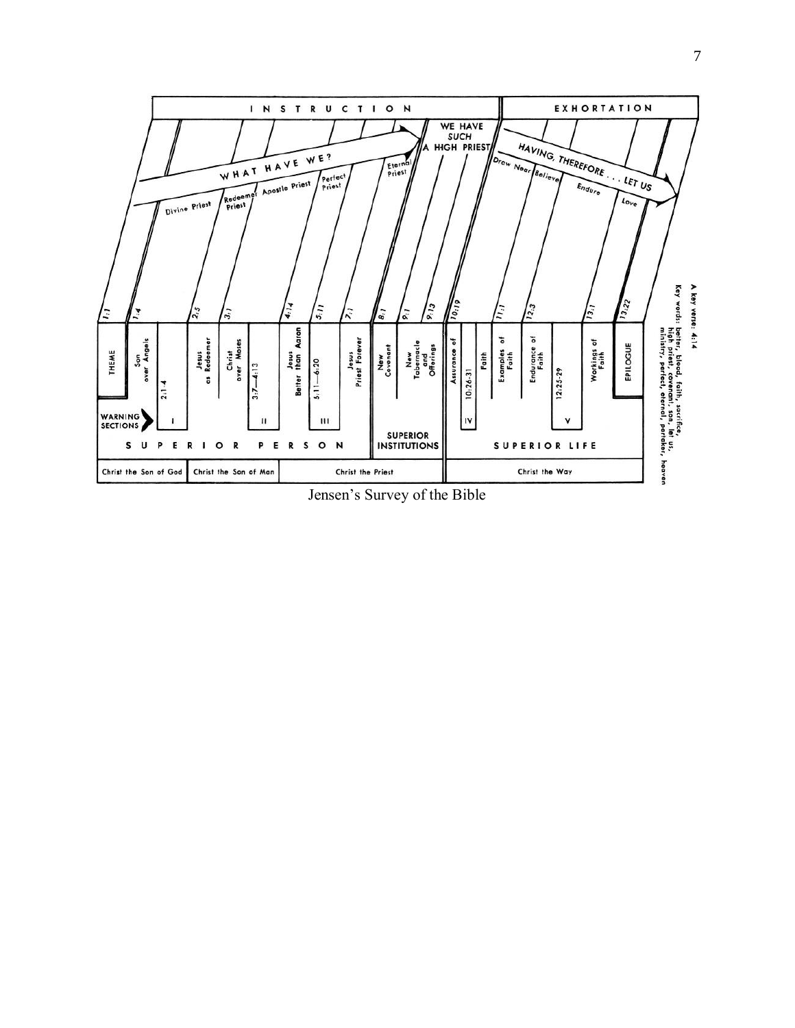INSTRUCTION

EXHORTATION

WHAT HAVE WE?

Divine Priest

Redeemer Priest

Apostle Priest

Perfect Priest

Eternal Priest

WE HAVE SUCH A HIGH PRIEST

HAVING, THEREFORE . . . LET US

Draw Near

Believe

Endure

Love

1:1

1:4

2:5

3:1

4:14

5:11

7:1

8:1

9:1

9:13

10:19

11:1

12:3

13:1

13:22

THEME

Son over Angels

2:1-4

Jesus as Redeemer

Christ over Moses

3:7—4:13

Jesus Better than Aaron

5:11—6:20

Jesus Priest Forever

New Covenant

New Tabernacle and Offerings

Assurance of

10:26-31

Faith

Examples of Faith

Endurance of Faith

12:25-29

Workings of Faith

EPILOGUE

WARNING SECTIONS

I

II

III

IV

V

SUPERIOR PERSON

SUPERIOR INSTITUTIONS

SUPERIOR LIFE

Christ the Son of God

Christ the Son of Man

Christ the Priest

Christ the Way

A key verse: 4:14

Key words: better, blood, faith, sacrifice, high priest, covenant, son, let us, ministry, perfect, eternal, partaker, heaven

Jensen's Survey of the Bible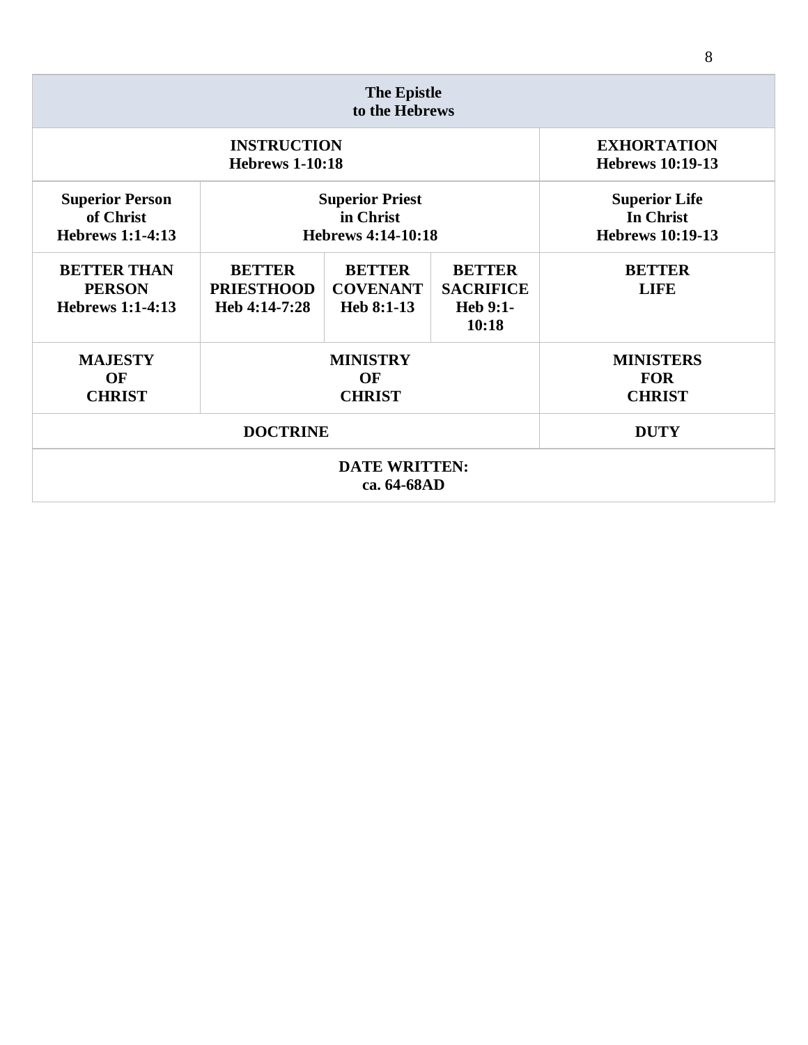| The Epistle to the Hebrews | | | | |
|---|---|---|---|---|
| **INSTRUCTION Hebrews 1-10:18** | | | | **EXHORTATION Hebrews 10:19-13** |
| **Superior Person of Christ Hebrews 1:1-4:13** | **Superior Priest in Christ Hebrews 4:14-10:18** | | | **Superior Life In Christ Hebrews 10:19-13** |
| **BETTER THAN PERSON Hebrews 1:1-4:13** | **BETTER PRIESTHOOD Heb 4:14-7:28** | **BETTER COVENANT Heb 8:1-13** | **BETTER SACRIFICE Heb 9:1-10:18** | **BETTER LIFE** |
| **MAJESTY OF CHRIST** | **MINISTRY OF CHRIST** | | | **MINISTERS FOR CHRIST** |
| **DOCTRINE** | | | | **DUTY** |
| **DATE WRITTEN: ca. 64-68AD** | | | | |